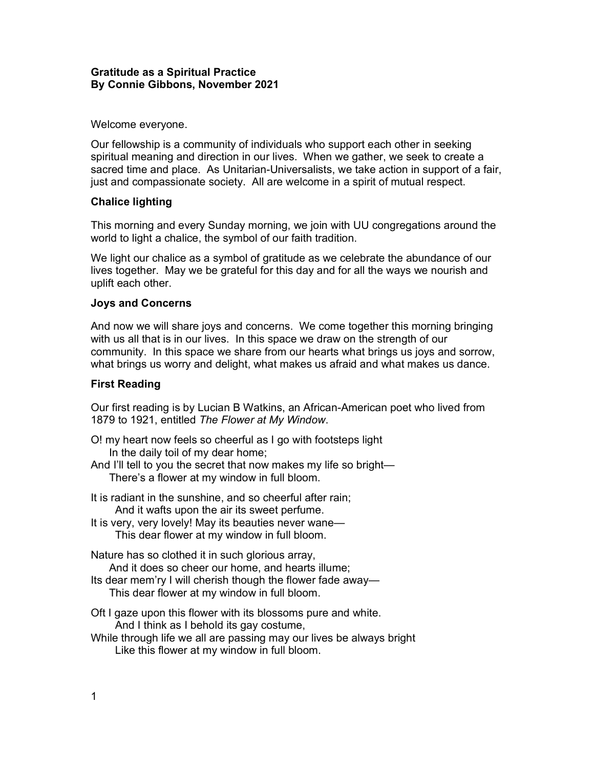**Gratitude as a Spiritual Practice**
**By Connie Gibbons, November 2021**

Welcome everyone.

Our fellowship is a community of individuals who support each other in seeking spiritual meaning and direction in our lives. When we gather, we seek to create a sacred time and place. As Unitarian-Universalists, we take action in support of a fair, just and compassionate society. All are welcome in a spirit of mutual respect.

### Chalice lighting

This morning and every Sunday morning, we join with UU congregations around the world to light a chalice, the symbol of our faith tradition.

We light our chalice as a symbol of gratitude as we celebrate the abundance of our lives together. May we be grateful for this day and for all the ways we nourish and uplift each other.

### Joys and Concerns

And now we will share joys and concerns. We come together this morning bringing with us all that is in our lives. In this space we draw on the strength of our community. In this space we share from our hearts what brings us joys and sorrow, what brings us worry and delight, what makes us afraid and what makes us dance.

### First Reading

Our first reading is by Lucian B Watkins, an African-American poet who lived from 1879 to 1921, entitled *The Flower at My Window*.

O! my heart now feels so cheerful as I go with footsteps light  
    In the daily toil of my dear home;  
And I'll tell to you the secret that now makes my life so bright—  
    There's a flower at my window in full bloom.

It is radiant in the sunshine, and so cheerful after rain;  
    And it wafts upon the air its sweet perfume.  
It is very, very lovely! May its beauties never wane—  
    This dear flower at my window in full bloom.

Nature has so clothed it in such glorious array,  
    And it does so cheer our home, and hearts illume;  
Its dear mem'ry I will cherish though the flower fade away—  
    This dear flower at my window in full bloom.

Oft I gaze upon this flower with its blossoms pure and white.  
    And I think as I behold its gay costume,  
While through life we all are passing may our lives be always bright  
    Like this flower at my window in full bloom.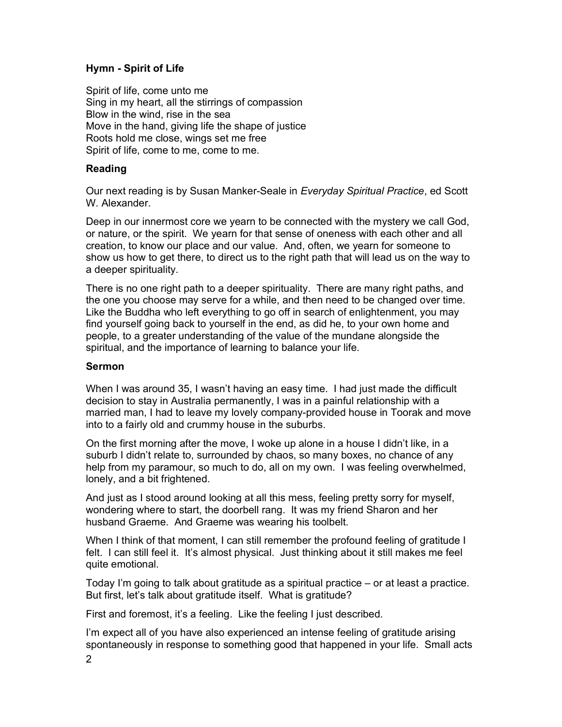**Hymn - Spirit of Life**

Spirit of life, come unto me
Sing in my heart, all the stirrings of compassion
Blow in the wind, rise in the sea
Move in the hand, giving life the shape of justice
Roots hold me close, wings set me free
Spirit of life, come to me, come to me.

**Reading**

Our next reading is by Susan Manker-Seale in *Everyday Spiritual Practice*, ed Scott W. Alexander.

Deep in our innermost core we yearn to be connected with the mystery we call God, or nature, or the spirit. We yearn for that sense of oneness with each other and all creation, to know our place and our value. And, often, we yearn for someone to show us how to get there, to direct us to the right path that will lead us on the way to a deeper spirituality.

There is no one right path to a deeper spirituality. There are many right paths, and the one you choose may serve for a while, and then need to be changed over time. Like the Buddha who left everything to go off in search of enlightenment, you may find yourself going back to yourself in the end, as did he, to your own home and people, to a greater understanding of the value of the mundane alongside the spiritual, and the importance of learning to balance your life.

**Sermon**

When I was around 35, I wasn't having an easy time. I had just made the difficult decision to stay in Australia permanently, I was in a painful relationship with a married man, I had to leave my lovely company-provided house in Toorak and move into to a fairly old and crummy house in the suburbs.

On the first morning after the move, I woke up alone in a house I didn't like, in a suburb I didn't relate to, surrounded by chaos, so many boxes, no chance of any help from my paramour, so much to do, all on my own. I was feeling overwhelmed, lonely, and a bit frightened.

And just as I stood around looking at all this mess, feeling pretty sorry for myself, wondering where to start, the doorbell rang. It was my friend Sharon and her husband Graeme. And Graeme was wearing his toolbelt.

When I think of that moment, I can still remember the profound feeling of gratitude I felt. I can still feel it. It's almost physical. Just thinking about it still makes me feel quite emotional.

Today I'm going to talk about gratitude as a spiritual practice – or at least a practice. But first, let's talk about gratitude itself. What is gratitude?

First and foremost, it's a feeling. Like the feeling I just described.

I'm expect all of you have also experienced an intense feeling of gratitude arising spontaneously in response to something good that happened in your life. Small acts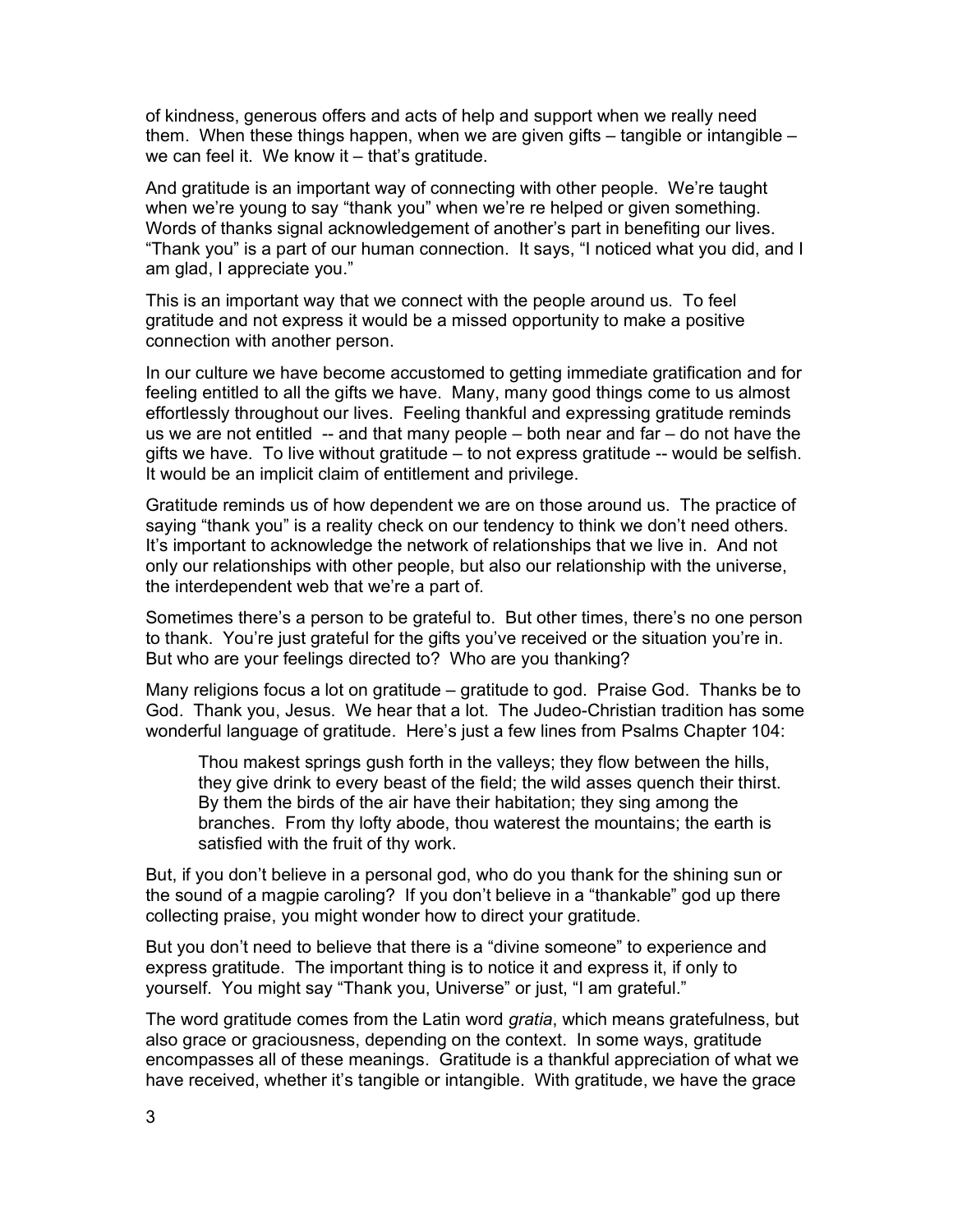of kindness, generous offers and acts of help and support when we really need them. When these things happen, when we are given gifts – tangible or intangible – we can feel it. We know it – that's gratitude.

And gratitude is an important way of connecting with other people. We're taught when we're young to say "thank you" when we're re helped or given something. Words of thanks signal acknowledgement of another's part in benefiting our lives. "Thank you" is a part of our human connection. It says, "I noticed what you did, and I am glad, I appreciate you."

This is an important way that we connect with the people around us. To feel gratitude and not express it would be a missed opportunity to make a positive connection with another person.

In our culture we have become accustomed to getting immediate gratification and for feeling entitled to all the gifts we have. Many, many good things come to us almost effortlessly throughout our lives. Feeling thankful and expressing gratitude reminds us we are not entitled -- and that many people – both near and far – do not have the gifts we have. To live without gratitude – to not express gratitude -- would be selfish. It would be an implicit claim of entitlement and privilege.

Gratitude reminds us of how dependent we are on those around us. The practice of saying "thank you" is a reality check on our tendency to think we don't need others. It's important to acknowledge the network of relationships that we live in. And not only our relationships with other people, but also our relationship with the universe, the interdependent web that we're a part of.

Sometimes there's a person to be grateful to. But other times, there's no one person to thank. You're just grateful for the gifts you've received or the situation you're in. But who are your feelings directed to? Who are you thanking?

Many religions focus a lot on gratitude – gratitude to god. Praise God. Thanks be to God. Thank you, Jesus. We hear that a lot. The Judeo-Christian tradition has some wonderful language of gratitude. Here's just a few lines from Psalms Chapter 104:

> Thou makest springs gush forth in the valleys; they flow between the hills, they give drink to every beast of the field; the wild asses quench their thirst. By them the birds of the air have their habitation; they sing among the branches. From thy lofty abode, thou waterest the mountains; the earth is satisfied with the fruit of thy work.

But, if you don't believe in a personal god, who do you thank for the shining sun or the sound of a magpie caroling? If you don't believe in a "thankable" god up there collecting praise, you might wonder how to direct your gratitude.

But you don't need to believe that there is a "divine someone" to experience and express gratitude. The important thing is to notice it and express it, if only to yourself. You might say "Thank you, Universe" or just, "I am grateful."

The word gratitude comes from the Latin word *gratia*, which means gratefulness, but also grace or graciousness, depending on the context. In some ways, gratitude encompasses all of these meanings. Gratitude is a thankful appreciation of what we have received, whether it's tangible or intangible. With gratitude, we have the grace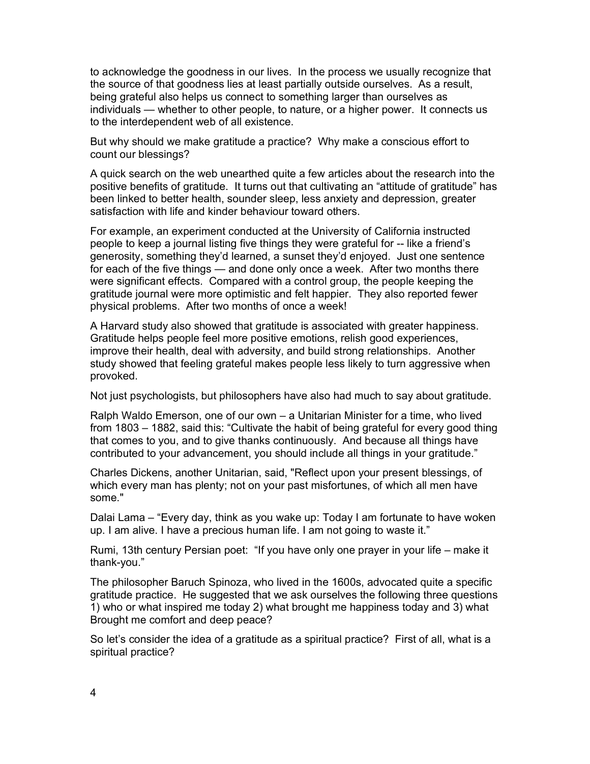to acknowledge the goodness in our lives. In the process we usually recognize that the source of that goodness lies at least partially outside ourselves. As a result, being grateful also helps us connect to something larger than ourselves as individuals — whether to other people, to nature, or a higher power. It connects us to the interdependent web of all existence.

But why should we make gratitude a practice? Why make a conscious effort to count our blessings?

A quick search on the web unearthed quite a few articles about the research into the positive benefits of gratitude. It turns out that cultivating an "attitude of gratitude" has been linked to better health, sounder sleep, less anxiety and depression, greater satisfaction with life and kinder behaviour toward others.

For example, an experiment conducted at the University of California instructed people to keep a journal listing five things they were grateful for -- like a friend's generosity, something they'd learned, a sunset they'd enjoyed. Just one sentence for each of the five things — and done only once a week. After two months there were significant effects. Compared with a control group, the people keeping the gratitude journal were more optimistic and felt happier. They also reported fewer physical problems. After two months of once a week!

A Harvard study also showed that gratitude is associated with greater happiness. Gratitude helps people feel more positive emotions, relish good experiences, improve their health, deal with adversity, and build strong relationships. Another study showed that feeling grateful makes people less likely to turn aggressive when provoked.

Not just psychologists, but philosophers have also had much to say about gratitude.

Ralph Waldo Emerson, one of our own – a Unitarian Minister for a time, who lived from 1803 – 1882, said this: "Cultivate the habit of being grateful for every good thing that comes to you, and to give thanks continuously. And because all things have contributed to your advancement, you should include all things in your gratitude."

Charles Dickens, another Unitarian, said, "Reflect upon your present blessings, of which every man has plenty; not on your past misfortunes, of which all men have some."

Dalai Lama – "Every day, think as you wake up: Today I am fortunate to have woken up. I am alive. I have a precious human life. I am not going to waste it."

Rumi, 13th century Persian poet: "If you have only one prayer in your life – make it thank-you."

The philosopher Baruch Spinoza, who lived in the 1600s, advocated quite a specific gratitude practice. He suggested that we ask ourselves the following three questions 1) who or what inspired me today 2) what brought me happiness today and 3) what Brought me comfort and deep peace?

So let's consider the idea of a gratitude as a spiritual practice? First of all, what is a spiritual practice?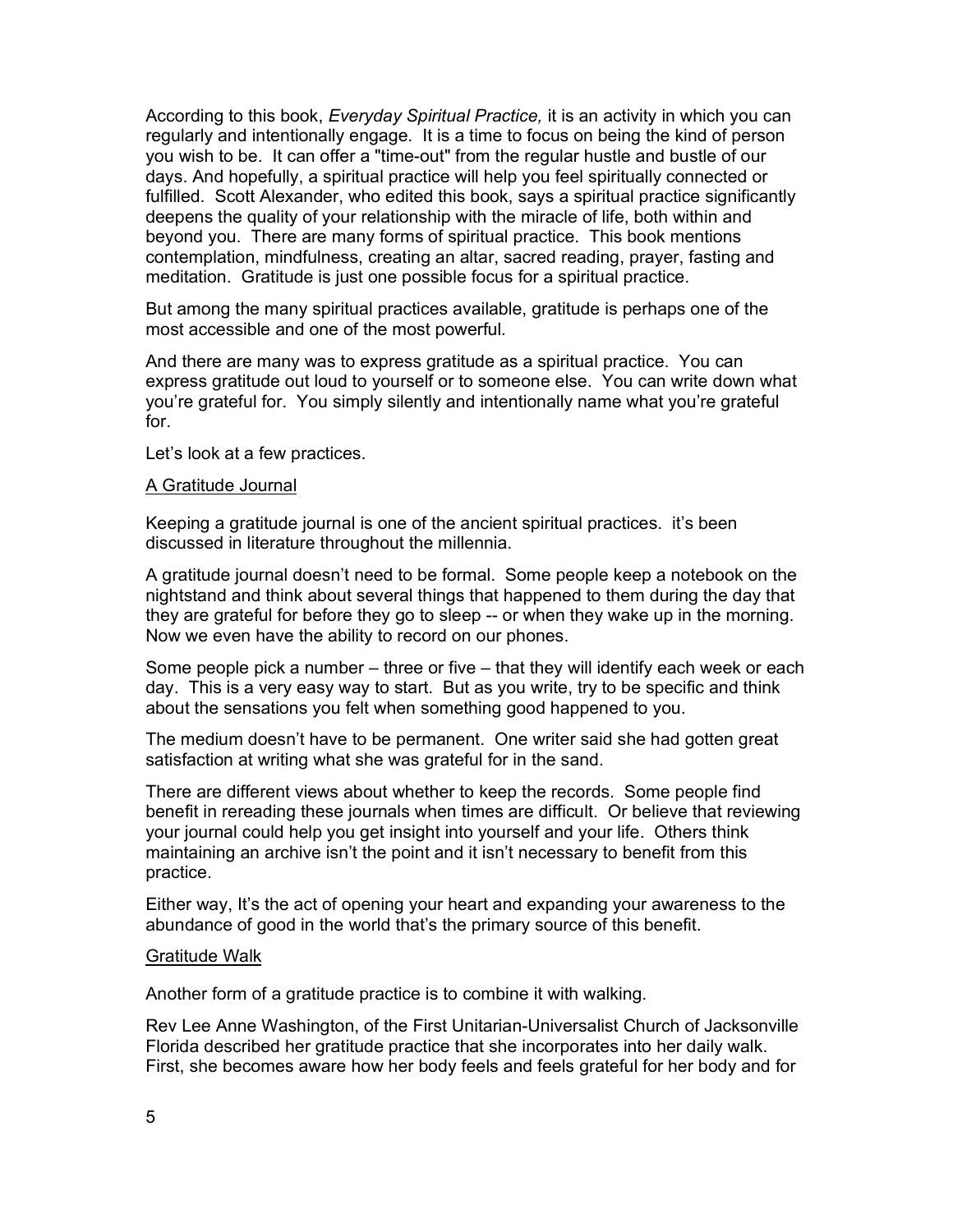According to this book, *Everyday Spiritual Practice,* it is an activity in which you can regularly and intentionally engage. It is a time to focus on being the kind of person you wish to be. It can offer a "time-out" from the regular hustle and bustle of our days. And hopefully, a spiritual practice will help you feel spiritually connected or fulfilled. Scott Alexander, who edited this book, says a spiritual practice significantly deepens the quality of your relationship with the miracle of life, both within and beyond you. There are many forms of spiritual practice. This book mentions contemplation, mindfulness, creating an altar, sacred reading, prayer, fasting and meditation. Gratitude is just one possible focus for a spiritual practice.

But among the many spiritual practices available, gratitude is perhaps one of the most accessible and one of the most powerful.

And there are many was to express gratitude as a spiritual practice. You can express gratitude out loud to yourself or to someone else. You can write down what you're grateful for. You simply silently and intentionally name what you're grateful for.

Let's look at a few practices.

<u>A Gratitude Journal</u>

Keeping a gratitude journal is one of the ancient spiritual practices. it's been discussed in literature throughout the millennia.

A gratitude journal doesn't need to be formal. Some people keep a notebook on the nightstand and think about several things that happened to them during the day that they are grateful for before they go to sleep -- or when they wake up in the morning. Now we even have the ability to record on our phones.

Some people pick a number – three or five – that they will identify each week or each day. This is a very easy way to start. But as you write, try to be specific and think about the sensations you felt when something good happened to you.

The medium doesn't have to be permanent. One writer said she had gotten great satisfaction at writing what she was grateful for in the sand.

There are different views about whether to keep the records. Some people find benefit in rereading these journals when times are difficult. Or believe that reviewing your journal could help you get insight into yourself and your life. Others think maintaining an archive isn't the point and it isn't necessary to benefit from this practice.

Either way, It's the act of opening your heart and expanding your awareness to the abundance of good in the world that's the primary source of this benefit.

<u>Gratitude Walk</u>

Another form of a gratitude practice is to combine it with walking.

Rev Lee Anne Washington, of the First Unitarian-Universalist Church of Jacksonville Florida described her gratitude practice that she incorporates into her daily walk. First, she becomes aware how her body feels and feels grateful for her body and for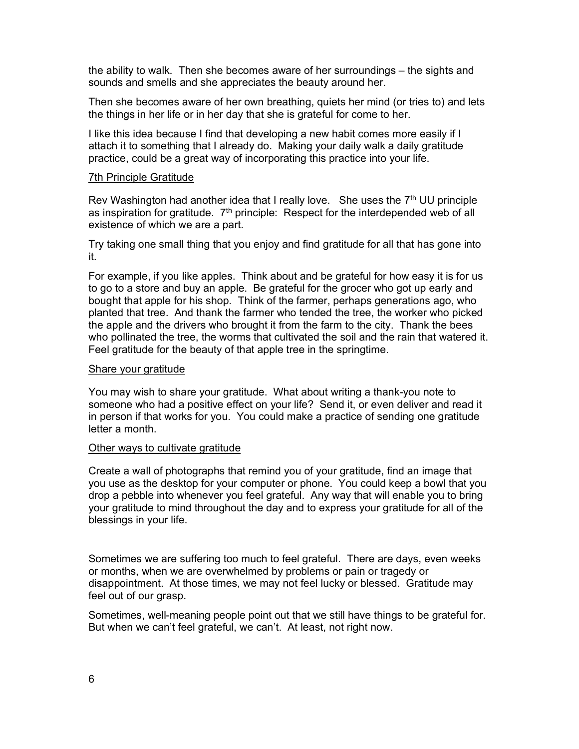the ability to walk. Then she becomes aware of her surroundings – the sights and sounds and smells and she appreciates the beauty around her.

Then she becomes aware of her own breathing, quiets her mind (or tries to) and lets the things in her life or in her day that she is grateful for come to her.

I like this idea because I find that developing a new habit comes more easily if I attach it to something that I already do. Making your daily walk a daily gratitude practice, could be a great way of incorporating this practice into your life.

7th Principle Gratitude

Rev Washington had another idea that I really love. She uses the 7th UU principle as inspiration for gratitude. 7th principle: Respect for the interdepended web of all existence of which we are a part.

Try taking one small thing that you enjoy and find gratitude for all that has gone into it.

For example, if you like apples. Think about and be grateful for how easy it is for us to go to a store and buy an apple. Be grateful for the grocer who got up early and bought that apple for his shop. Think of the farmer, perhaps generations ago, who planted that tree. And thank the farmer who tended the tree, the worker who picked the apple and the drivers who brought it from the farm to the city. Thank the bees who pollinated the tree, the worms that cultivated the soil and the rain that watered it. Feel gratitude for the beauty of that apple tree in the springtime.

Share your gratitude

You may wish to share your gratitude. What about writing a thank-you note to someone who had a positive effect on your life? Send it, or even deliver and read it in person if that works for you. You could make a practice of sending one gratitude letter a month.

Other ways to cultivate gratitude

Create a wall of photographs that remind you of your gratitude, find an image that you use as the desktop for your computer or phone. You could keep a bowl that you drop a pebble into whenever you feel grateful. Any way that will enable you to bring your gratitude to mind throughout the day and to express your gratitude for all of the blessings in your life.

Sometimes we are suffering too much to feel grateful. There are days, even weeks or months, when we are overwhelmed by problems or pain or tragedy or disappointment. At those times, we may not feel lucky or blessed. Gratitude may feel out of our grasp.

Sometimes, well-meaning people point out that we still have things to be grateful for. But when we can't feel grateful, we can't. At least, not right now.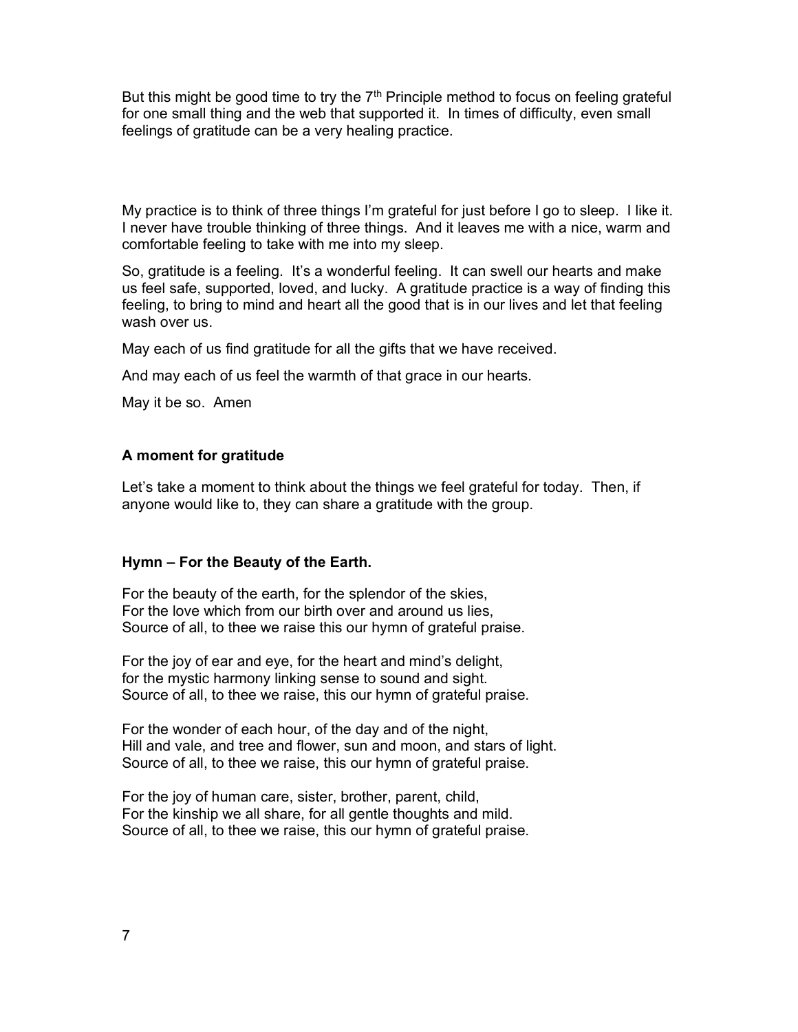But this might be good time to try the 7th Principle method to focus on feeling grateful for one small thing and the web that supported it. In times of difficulty, even small feelings of gratitude can be a very healing practice.

My practice is to think of three things I'm grateful for just before I go to sleep. I like it. I never have trouble thinking of three things. And it leaves me with a nice, warm and comfortable feeling to take with me into my sleep.

So, gratitude is a feeling. It's a wonderful feeling. It can swell our hearts and make us feel safe, supported, loved, and lucky. A gratitude practice is a way of finding this feeling, to bring to mind and heart all the good that is in our lives and let that feeling wash over us.

May each of us find gratitude for all the gifts that we have received.

And may each of us feel the warmth of that grace in our hearts.

May it be so. Amen

**A moment for gratitude**

Let's take a moment to think about the things we feel grateful for today. Then, if anyone would like to, they can share a gratitude with the group.

**Hymn – For the Beauty of the Earth.**

For the beauty of the earth, for the splendor of the skies,  
For the love which from our birth over and around us lies,  
Source of all, to thee we raise this our hymn of grateful praise.

For the joy of ear and eye, for the heart and mind's delight,  
for the mystic harmony linking sense to sound and sight.  
Source of all, to thee we raise, this our hymn of grateful praise.

For the wonder of each hour, of the day and of the night,  
Hill and vale, and tree and flower, sun and moon, and stars of light.  
Source of all, to thee we raise, this our hymn of grateful praise.

For the joy of human care, sister, brother, parent, child,  
For the kinship we all share, for all gentle thoughts and mild.  
Source of all, to thee we raise, this our hymn of grateful praise.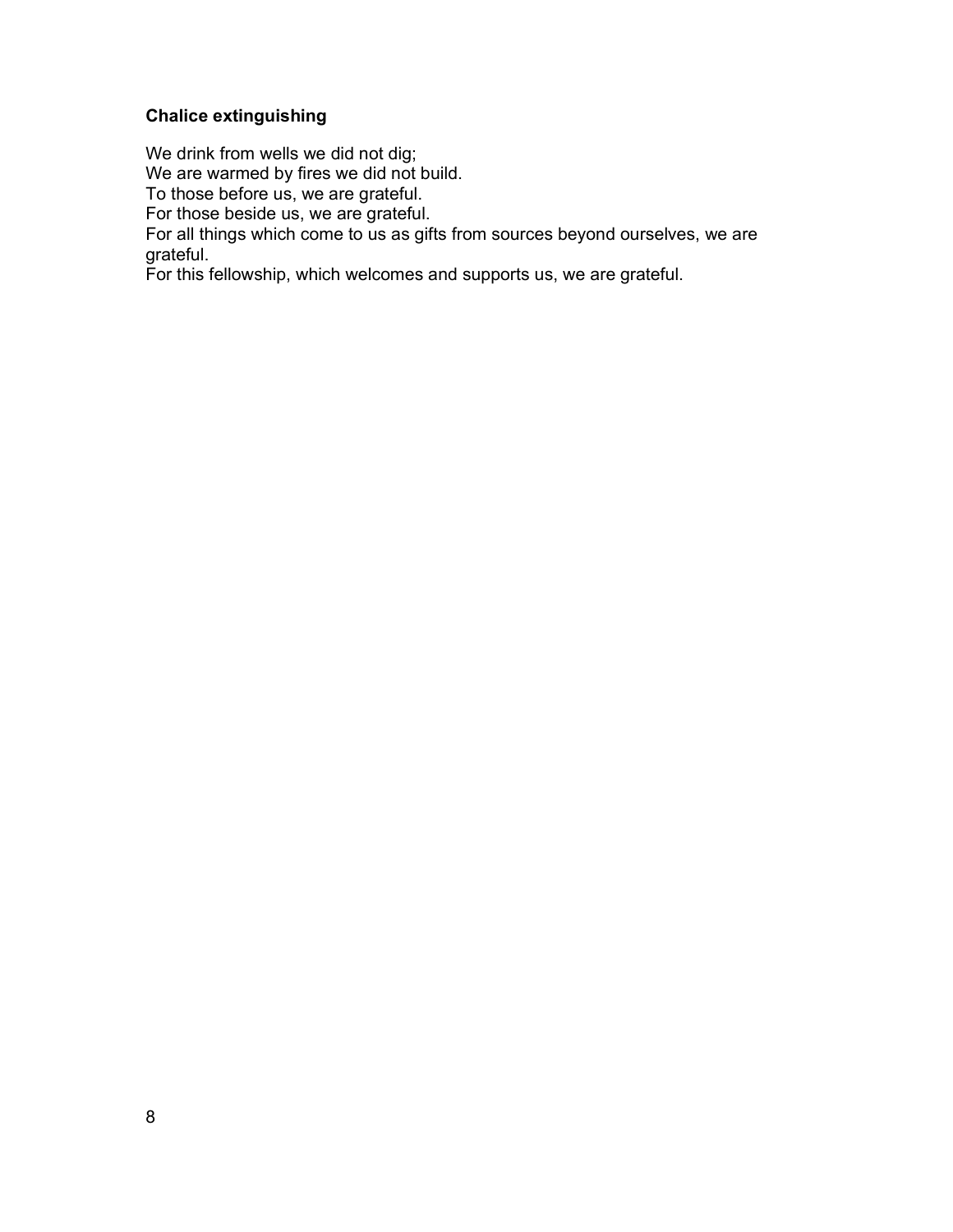**Chalice extinguishing**

We drink from wells we did not dig;  
We are warmed by fires we did not build.  
To those before us, we are grateful.  
For those beside us, we are grateful.  
For all things which come to us as gifts from sources beyond ourselves, we are grateful.  
For this fellowship, which welcomes and supports us, we are grateful.